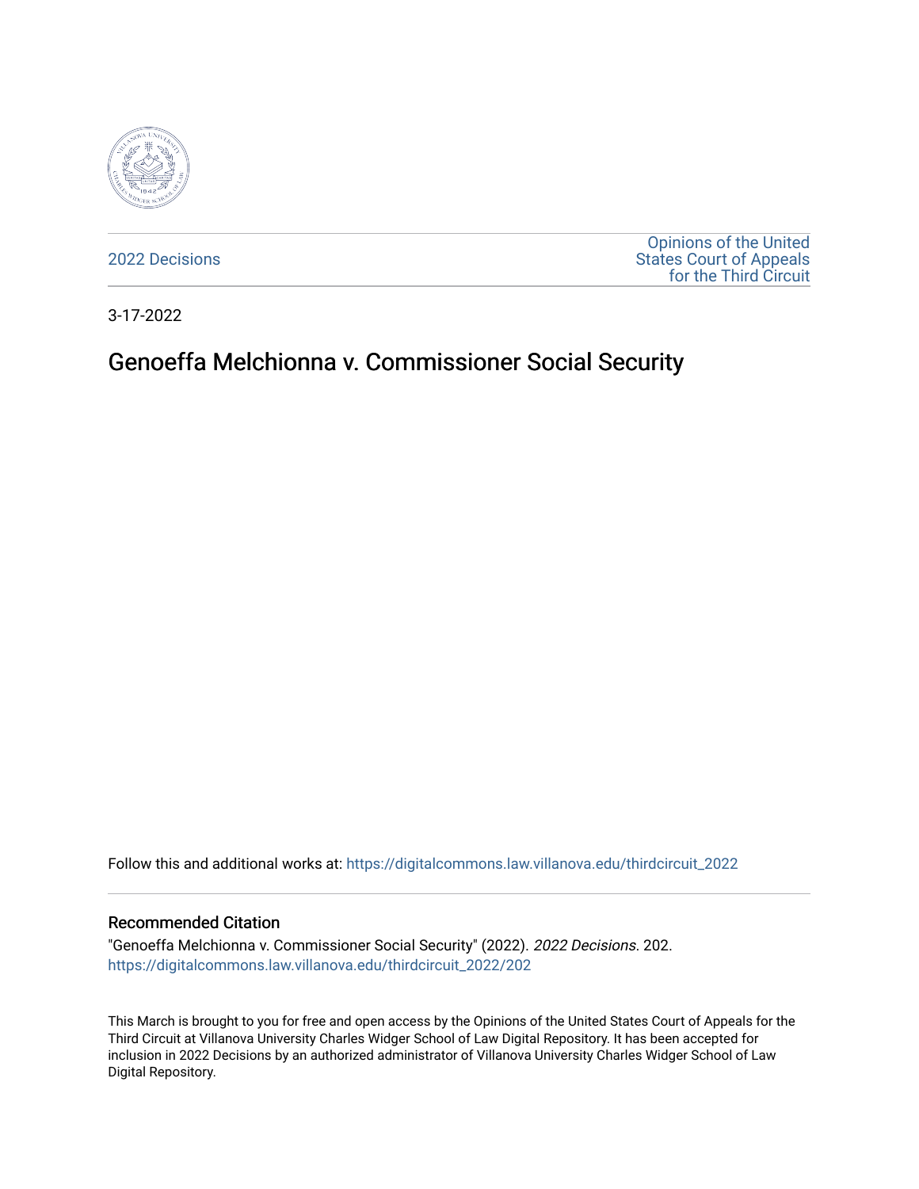2022 Decisions

Opinions of the United States Court of Appeals for the Third Circuit

3-17-2022

# Genoeffa Melchionna v. Commissioner Social Security

Follow this and additional works at: https://digitalcommons.law.villanova.edu/thirdcircuit_2022

## Recommended Citation

"Genoeffa Melchionna v. Commissioner Social Security" (2022). *2022 Decisions*. 202.
https://digitalcommons.law.villanova.edu/thirdcircuit_2022/202

This March is brought to you for free and open access by the Opinions of the United States Court of Appeals for the Third Circuit at Villanova University Charles Widger School of Law Digital Repository. It has been accepted for inclusion in 2022 Decisions by an authorized administrator of Villanova University Charles Widger School of Law Digital Repository.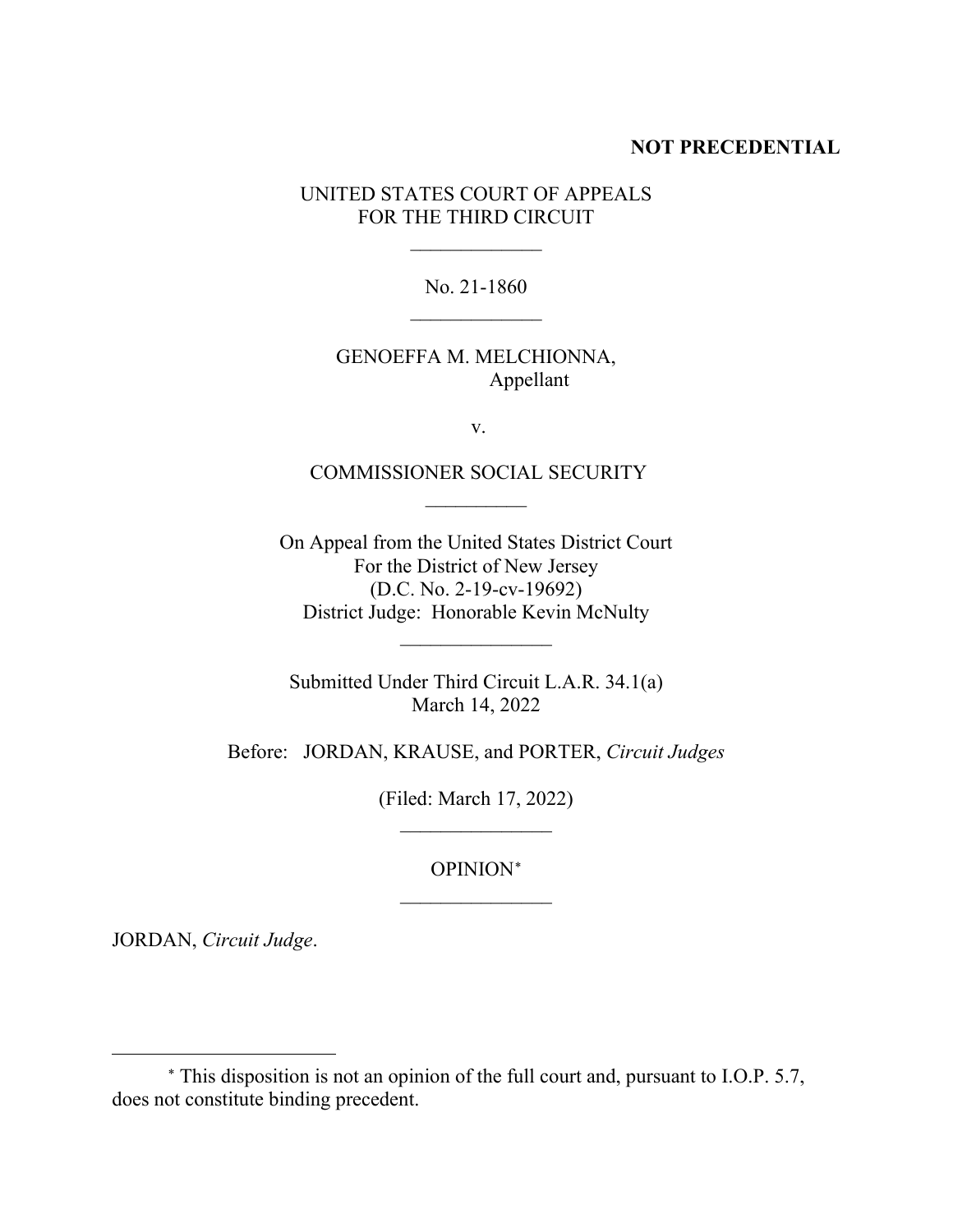**NOT PRECEDENTIAL**

UNITED STATES COURT OF APPEALS
FOR THE THIRD CIRCUIT

No. 21-1860

GENOEFFA M. MELCHIONNA,
Appellant

v.

COMMISSIONER SOCIAL SECURITY

On Appeal from the United States District Court
For the District of New Jersey
(D.C. No. 2-19-cv-19692)
District Judge: Honorable Kevin McNulty

Submitted Under Third Circuit L.A.R. 34.1(a)
March 14, 2022

Before: JORDAN, KRAUSE, and PORTER, *Circuit Judges*

(Filed: March 17, 2022)

OPINION[*]

JORDAN, *Circuit Judge*.

---

[*] This disposition is not an opinion of the full court and, pursuant to I.O.P. 5.7, does not constitute binding precedent.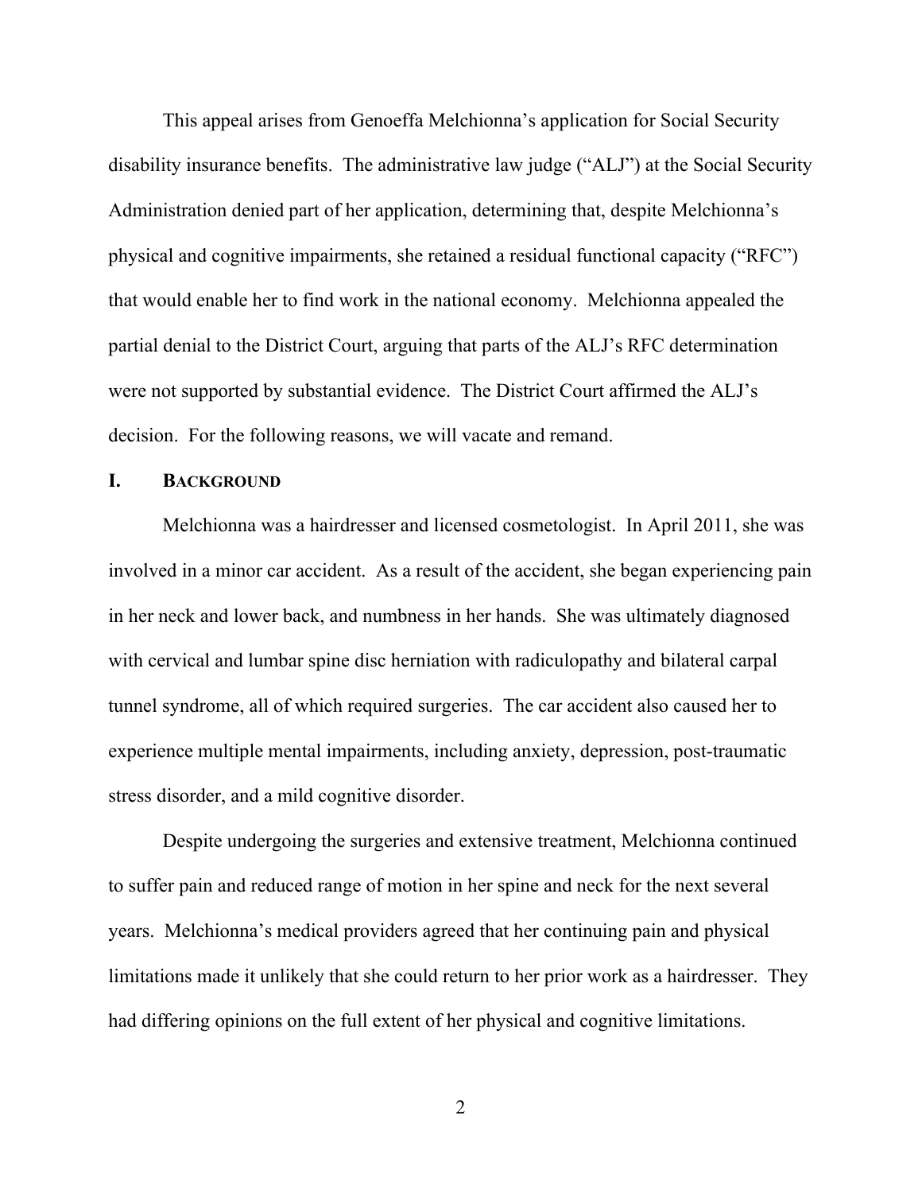This appeal arises from Genoeffa Melchionna's application for Social Security disability insurance benefits. The administrative law judge ("ALJ") at the Social Security Administration denied part of her application, determining that, despite Melchionna's physical and cognitive impairments, she retained a residual functional capacity ("RFC") that would enable her to find work in the national economy. Melchionna appealed the partial denial to the District Court, arguing that parts of the ALJ's RFC determination were not supported by substantial evidence. The District Court affirmed the ALJ's decision. For the following reasons, we will vacate and remand.

## I. Background

Melchionna was a hairdresser and licensed cosmetologist. In April 2011, she was involved in a minor car accident. As a result of the accident, she began experiencing pain in her neck and lower back, and numbness in her hands. She was ultimately diagnosed with cervical and lumbar spine disc herniation with radiculopathy and bilateral carpal tunnel syndrome, all of which required surgeries. The car accident also caused her to experience multiple mental impairments, including anxiety, depression, post-traumatic stress disorder, and a mild cognitive disorder.

Despite undergoing the surgeries and extensive treatment, Melchionna continued to suffer pain and reduced range of motion in her spine and neck for the next several years. Melchionna's medical providers agreed that her continuing pain and physical limitations made it unlikely that she could return to her prior work as a hairdresser. They had differing opinions on the full extent of her physical and cognitive limitations.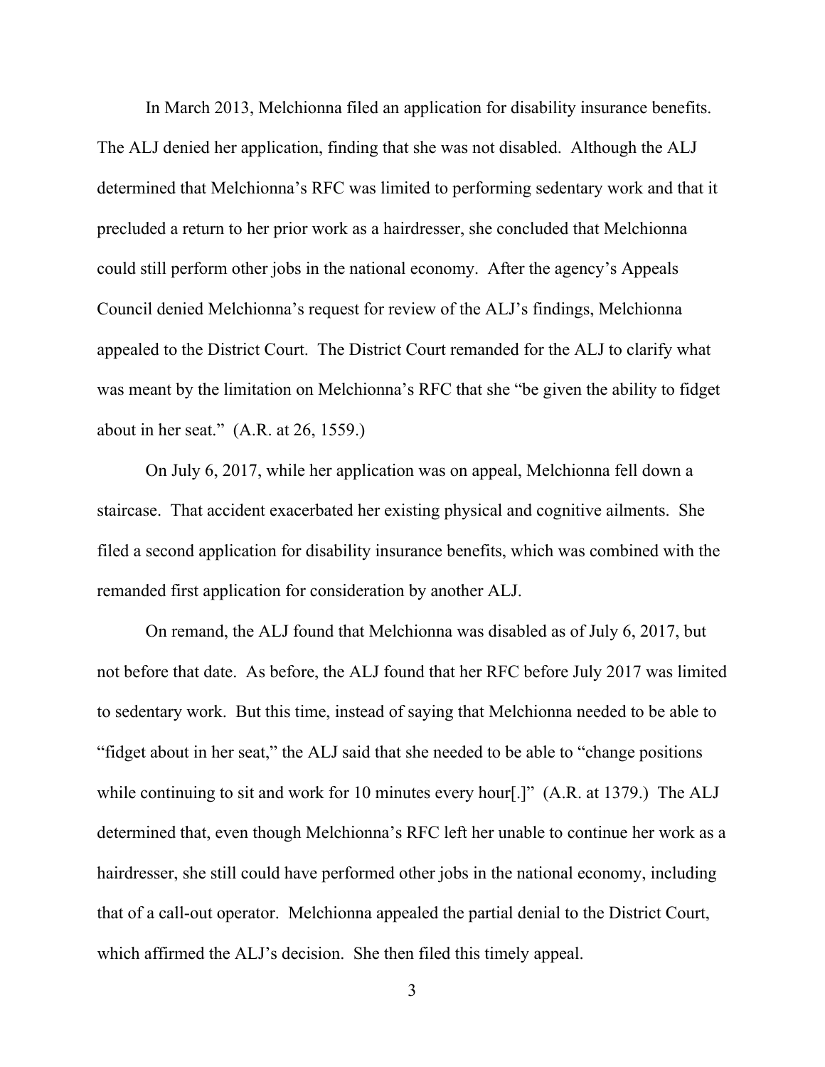In March 2013, Melchionna filed an application for disability insurance benefits. The ALJ denied her application, finding that she was not disabled. Although the ALJ determined that Melchionna's RFC was limited to performing sedentary work and that it precluded a return to her prior work as a hairdresser, she concluded that Melchionna could still perform other jobs in the national economy. After the agency's Appeals Council denied Melchionna's request for review of the ALJ's findings, Melchionna appealed to the District Court. The District Court remanded for the ALJ to clarify what was meant by the limitation on Melchionna's RFC that she "be given the ability to fidget about in her seat." (A.R. at 26, 1559.)

On July 6, 2017, while her application was on appeal, Melchionna fell down a staircase. That accident exacerbated her existing physical and cognitive ailments. She filed a second application for disability insurance benefits, which was combined with the remanded first application for consideration by another ALJ.

On remand, the ALJ found that Melchionna was disabled as of July 6, 2017, but not before that date. As before, the ALJ found that her RFC before July 2017 was limited to sedentary work. But this time, instead of saying that Melchionna needed to be able to "fidget about in her seat," the ALJ said that she needed to be able to "change positions while continuing to sit and work for 10 minutes every hour[.]" (A.R. at 1379.) The ALJ determined that, even though Melchionna's RFC left her unable to continue her work as a hairdresser, she still could have performed other jobs in the national economy, including that of a call-out operator. Melchionna appealed the partial denial to the District Court, which affirmed the ALJ's decision. She then filed this timely appeal.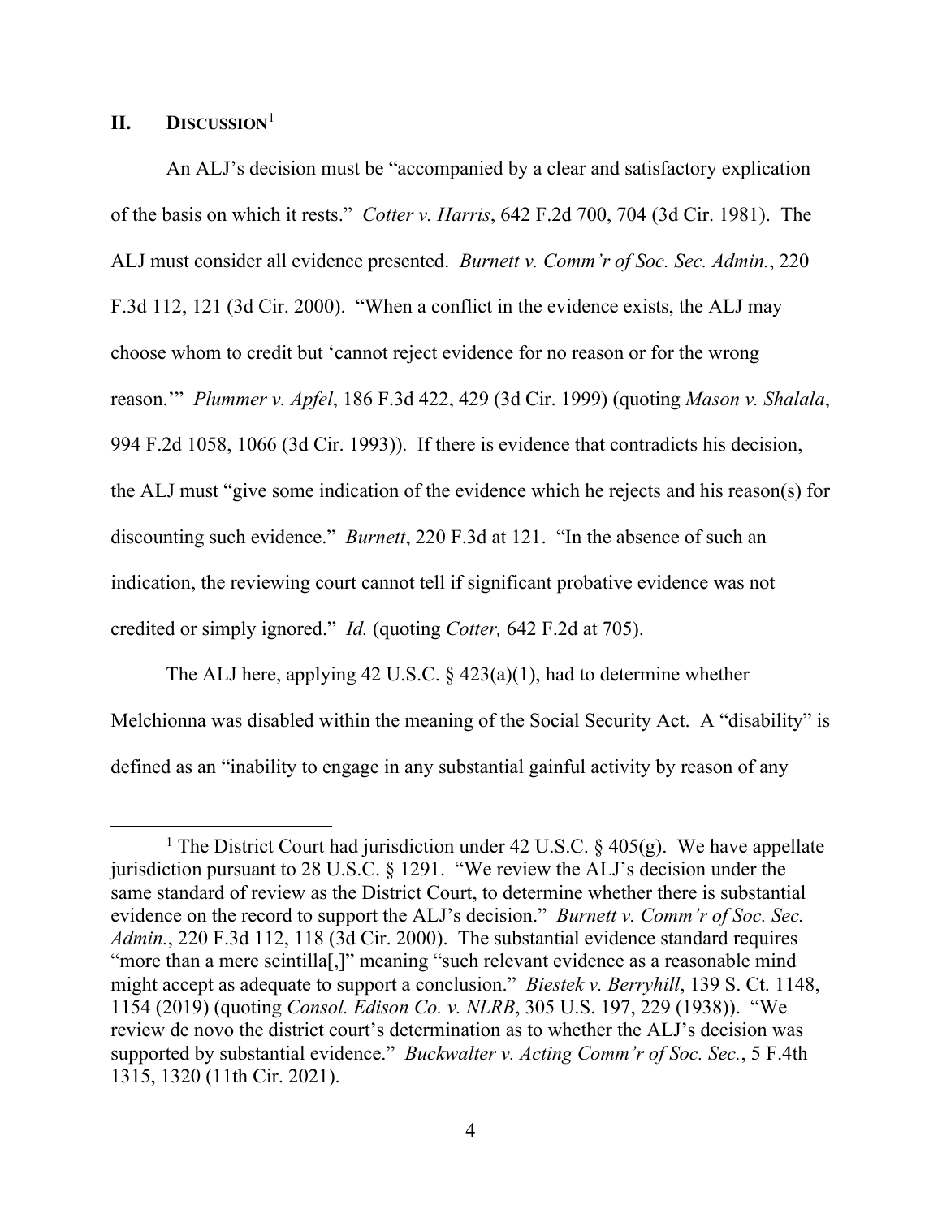## II. DISCUSSION[1]

An ALJ's decision must be "accompanied by a clear and satisfactory explication of the basis on which it rests." *Cotter v. Harris*, 642 F.2d 700, 704 (3d Cir. 1981). The ALJ must consider all evidence presented. *Burnett v. Comm'r of Soc. Sec. Admin.*, 220 F.3d 112, 121 (3d Cir. 2000). "When a conflict in the evidence exists, the ALJ may choose whom to credit but 'cannot reject evidence for no reason or for the wrong reason.'" *Plummer v. Apfel*, 186 F.3d 422, 429 (3d Cir. 1999) (quoting *Mason v. Shalala*, 994 F.2d 1058, 1066 (3d Cir. 1993)). If there is evidence that contradicts his decision, the ALJ must "give some indication of the evidence which he rejects and his reason(s) for discounting such evidence." *Burnett*, 220 F.3d at 121. "In the absence of such an indication, the reviewing court cannot tell if significant probative evidence was not credited or simply ignored." *Id.* (quoting *Cotter,* 642 F.2d at 705).

The ALJ here, applying 42 U.S.C. § 423(a)(1), had to determine whether Melchionna was disabled within the meaning of the Social Security Act. A "disability" is defined as an "inability to engage in any substantial gainful activity by reason of any

[1] The District Court had jurisdiction under 42 U.S.C. § 405(g). We have appellate jurisdiction pursuant to 28 U.S.C. § 1291. "We review the ALJ's decision under the same standard of review as the District Court, to determine whether there is substantial evidence on the record to support the ALJ's decision." *Burnett v. Comm'r of Soc. Sec. Admin.*, 220 F.3d 112, 118 (3d Cir. 2000). The substantial evidence standard requires "more than a mere scintilla[,]" meaning "such relevant evidence as a reasonable mind might accept as adequate to support a conclusion." *Biestek v. Berryhill*, 139 S. Ct. 1148, 1154 (2019) (quoting *Consol. Edison Co. v. NLRB*, 305 U.S. 197, 229 (1938)). "We review de novo the district court's determination as to whether the ALJ's decision was supported by substantial evidence." *Buckwalter v. Acting Comm'r of Soc. Sec.*, 5 F.4th 1315, 1320 (11th Cir. 2021).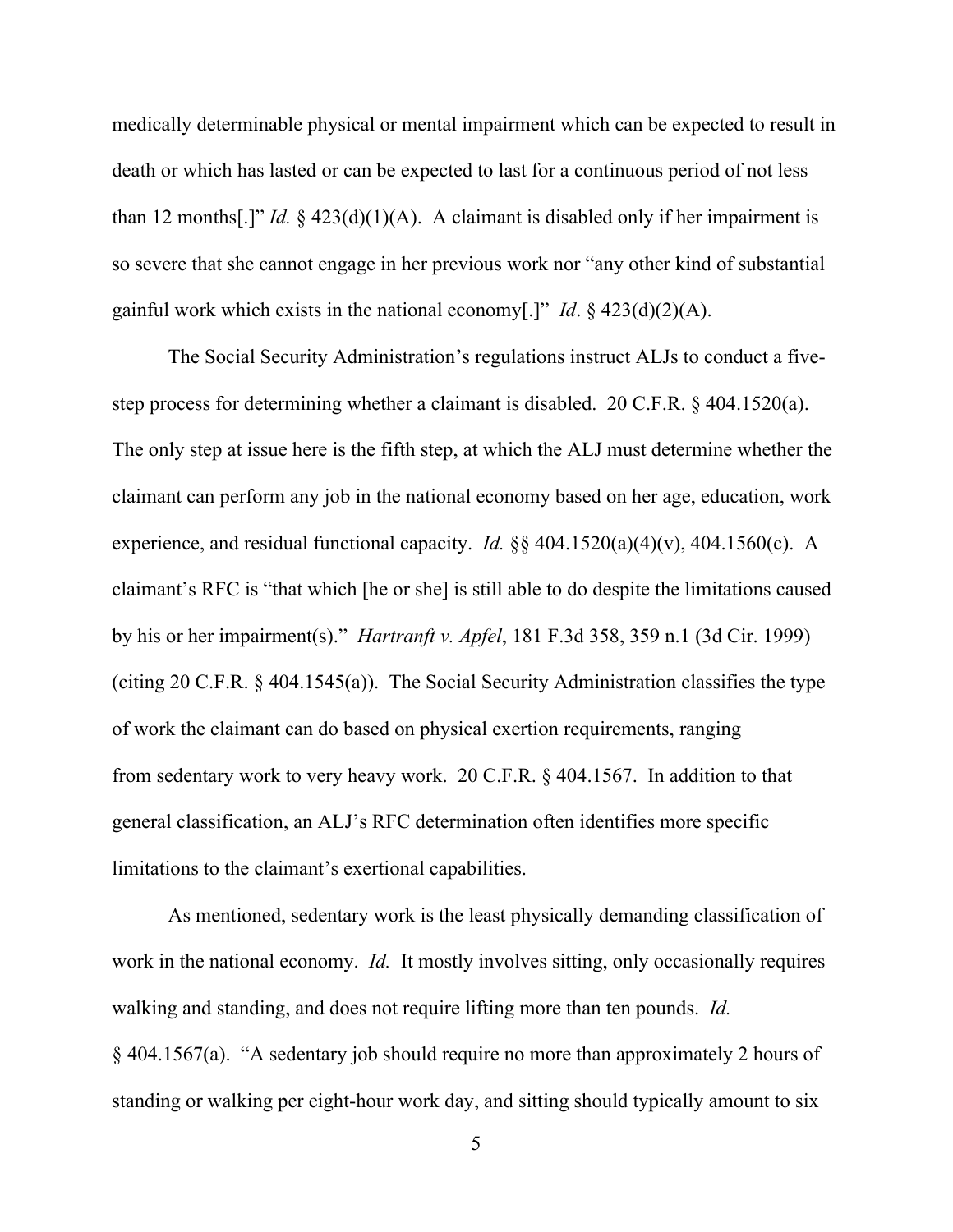medically determinable physical or mental impairment which can be expected to result in death or which has lasted or can be expected to last for a continuous period of not less than 12 months[.]" *Id.* § 423(d)(1)(A). A claimant is disabled only if her impairment is so severe that she cannot engage in her previous work nor "any other kind of substantial gainful work which exists in the national economy[.]" *Id*. § 423(d)(2)(A).

The Social Security Administration's regulations instruct ALJs to conduct a five-step process for determining whether a claimant is disabled. 20 C.F.R. § 404.1520(a). The only step at issue here is the fifth step, at which the ALJ must determine whether the claimant can perform any job in the national economy based on her age, education, work experience, and residual functional capacity. *Id.* §§ 404.1520(a)(4)(v), 404.1560(c). A claimant's RFC is "that which [he or she] is still able to do despite the limitations caused by his or her impairment(s)." *Hartranft v. Apfel*, 181 F.3d 358, 359 n.1 (3d Cir. 1999) (citing 20 C.F.R. § 404.1545(a)). The Social Security Administration classifies the type of work the claimant can do based on physical exertion requirements, ranging from sedentary work to very heavy work. 20 C.F.R. § 404.1567. In addition to that general classification, an ALJ's RFC determination often identifies more specific limitations to the claimant's exertional capabilities.

As mentioned, sedentary work is the least physically demanding classification of work in the national economy. *Id.* It mostly involves sitting, only occasionally requires walking and standing, and does not require lifting more than ten pounds. *Id.* § 404.1567(a). "A sedentary job should require no more than approximately 2 hours of standing or walking per eight-hour work day, and sitting should typically amount to six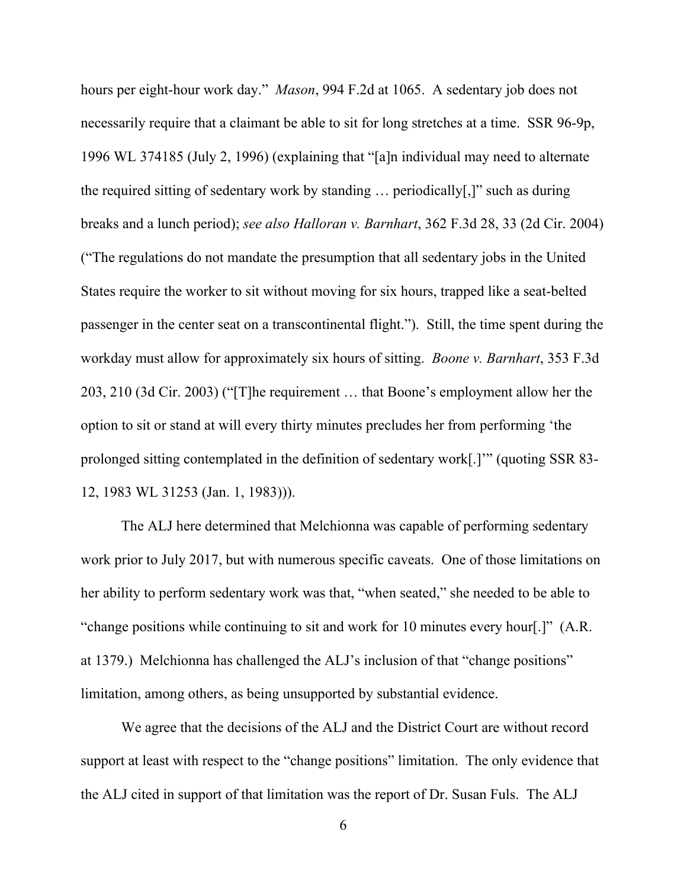hours per eight-hour work day." *Mason*, 994 F.2d at 1065. A sedentary job does not necessarily require that a claimant be able to sit for long stretches at a time. SSR 96-9p, 1996 WL 374185 (July 2, 1996) (explaining that "[a]n individual may need to alternate the required sitting of sedentary work by standing … periodically[,]" such as during breaks and a lunch period); *see also Halloran v. Barnhart*, 362 F.3d 28, 33 (2d Cir. 2004) ("The regulations do not mandate the presumption that all sedentary jobs in the United States require the worker to sit without moving for six hours, trapped like a seat-belted passenger in the center seat on a transcontinental flight."). Still, the time spent during the workday must allow for approximately six hours of sitting. *Boone v. Barnhart*, 353 F.3d 203, 210 (3d Cir. 2003) ("[T]he requirement … that Boone's employment allow her the option to sit or stand at will every thirty minutes precludes her from performing 'the prolonged sitting contemplated in the definition of sedentary work[.]'" (quoting SSR 83-12, 1983 WL 31253 (Jan. 1, 1983))).

The ALJ here determined that Melchionna was capable of performing sedentary work prior to July 2017, but with numerous specific caveats. One of those limitations on her ability to perform sedentary work was that, "when seated," she needed to be able to "change positions while continuing to sit and work for 10 minutes every hour[.]" (A.R. at 1379.) Melchionna has challenged the ALJ's inclusion of that "change positions" limitation, among others, as being unsupported by substantial evidence.

We agree that the decisions of the ALJ and the District Court are without record support at least with respect to the "change positions" limitation. The only evidence that the ALJ cited in support of that limitation was the report of Dr. Susan Fuls. The ALJ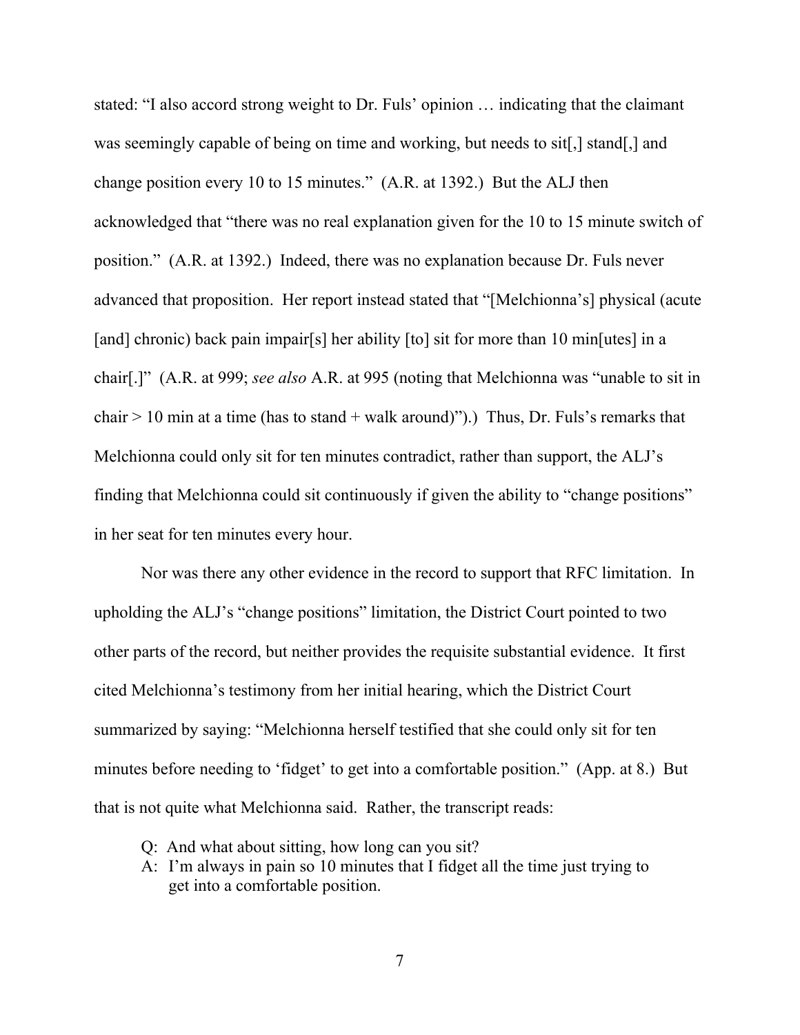stated: "I also accord strong weight to Dr. Fuls' opinion … indicating that the claimant was seemingly capable of being on time and working, but needs to sit[,] stand[,] and change position every 10 to 15 minutes." (A.R. at 1392.) But the ALJ then acknowledged that "there was no real explanation given for the 10 to 15 minute switch of position." (A.R. at 1392.) Indeed, there was no explanation because Dr. Fuls never advanced that proposition. Her report instead stated that "[Melchionna's] physical (acute [and] chronic) back pain impair[s] her ability [to] sit for more than 10 min[utes] in a chair[.]" (A.R. at 999; *see also* A.R. at 995 (noting that Melchionna was "unable to sit in chair > 10 min at a time (has to stand + walk around)").) Thus, Dr. Fuls's remarks that Melchionna could only sit for ten minutes contradict, rather than support, the ALJ's finding that Melchionna could sit continuously if given the ability to "change positions" in her seat for ten minutes every hour.

Nor was there any other evidence in the record to support that RFC limitation. In upholding the ALJ's "change positions" limitation, the District Court pointed to two other parts of the record, but neither provides the requisite substantial evidence. It first cited Melchionna's testimony from her initial hearing, which the District Court summarized by saying: "Melchionna herself testified that she could only sit for ten minutes before needing to 'fidget' to get into a comfortable position." (App. at 8.) But that is not quite what Melchionna said. Rather, the transcript reads:

> Q: And what about sitting, how long can you sit?
> A: I'm always in pain so 10 minutes that I fidget all the time just trying to get into a comfortable position.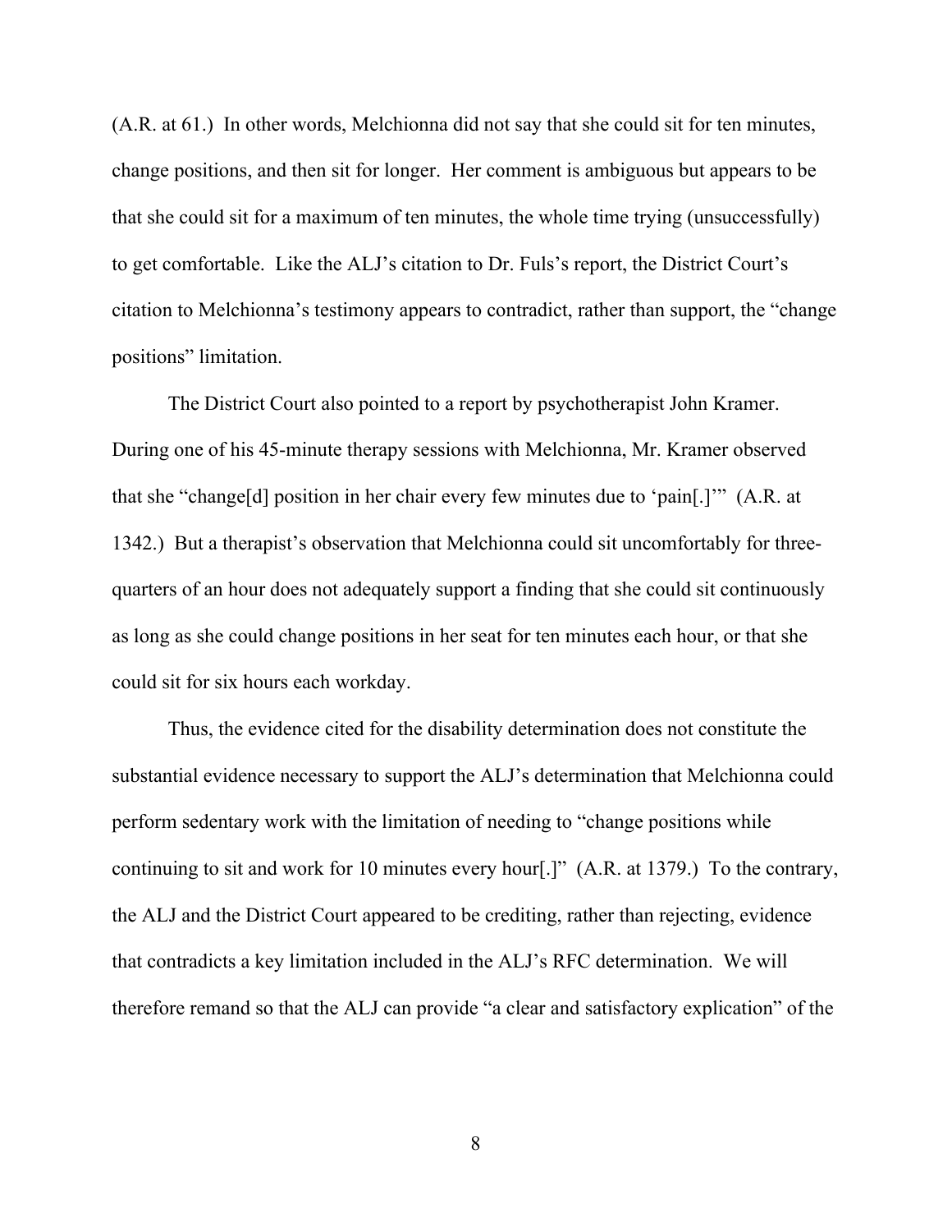(A.R. at 61.) In other words, Melchionna did not say that she could sit for ten minutes, change positions, and then sit for longer. Her comment is ambiguous but appears to be that she could sit for a maximum of ten minutes, the whole time trying (unsuccessfully) to get comfortable. Like the ALJ's citation to Dr. Fuls's report, the District Court's citation to Melchionna's testimony appears to contradict, rather than support, the "change positions" limitation.

The District Court also pointed to a report by psychotherapist John Kramer. During one of his 45-minute therapy sessions with Melchionna, Mr. Kramer observed that she "change[d] position in her chair every few minutes due to 'pain[.]'" (A.R. at 1342.) But a therapist's observation that Melchionna could sit uncomfortably for three-quarters of an hour does not adequately support a finding that she could sit continuously as long as she could change positions in her seat for ten minutes each hour, or that she could sit for six hours each workday.

Thus, the evidence cited for the disability determination does not constitute the substantial evidence necessary to support the ALJ's determination that Melchionna could perform sedentary work with the limitation of needing to "change positions while continuing to sit and work for 10 minutes every hour[.]" (A.R. at 1379.) To the contrary, the ALJ and the District Court appeared to be crediting, rather than rejecting, evidence that contradicts a key limitation included in the ALJ's RFC determination. We will therefore remand so that the ALJ can provide "a clear and satisfactory explication" of the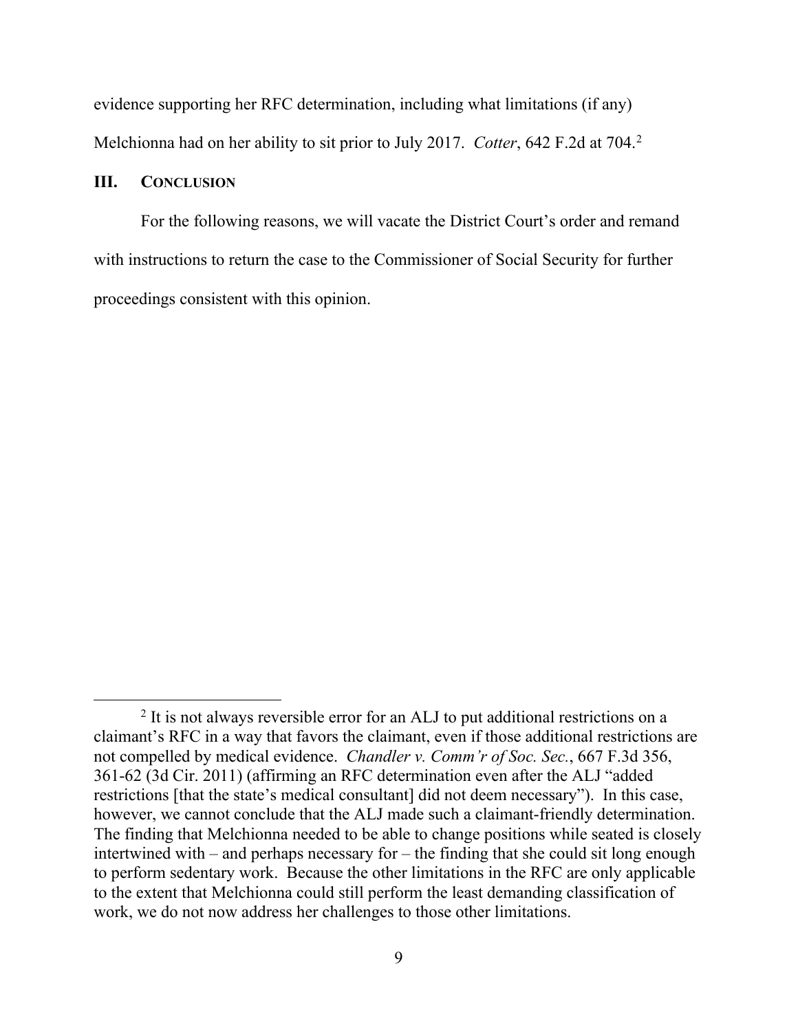evidence supporting her RFC determination, including what limitations (if any) Melchionna had on her ability to sit prior to July 2017. *Cotter*, 642 F.2d at 704.[2]

## III. CONCLUSION

For the following reasons, we will vacate the District Court's order and remand with instructions to return the case to the Commissioner of Social Security for further proceedings consistent with this opinion.

---

[2] It is not always reversible error for an ALJ to put additional restrictions on a claimant's RFC in a way that favors the claimant, even if those additional restrictions are not compelled by medical evidence. *Chandler v. Comm'r of Soc. Sec.*, 667 F.3d 356, 361-62 (3d Cir. 2011) (affirming an RFC determination even after the ALJ "added restrictions [that the state's medical consultant] did not deem necessary"). In this case, however, we cannot conclude that the ALJ made such a claimant-friendly determination. The finding that Melchionna needed to be able to change positions while seated is closely intertwined with – and perhaps necessary for – the finding that she could sit long enough to perform sedentary work. Because the other limitations in the RFC are only applicable to the extent that Melchionna could still perform the least demanding classification of work, we do not now address her challenges to those other limitations.